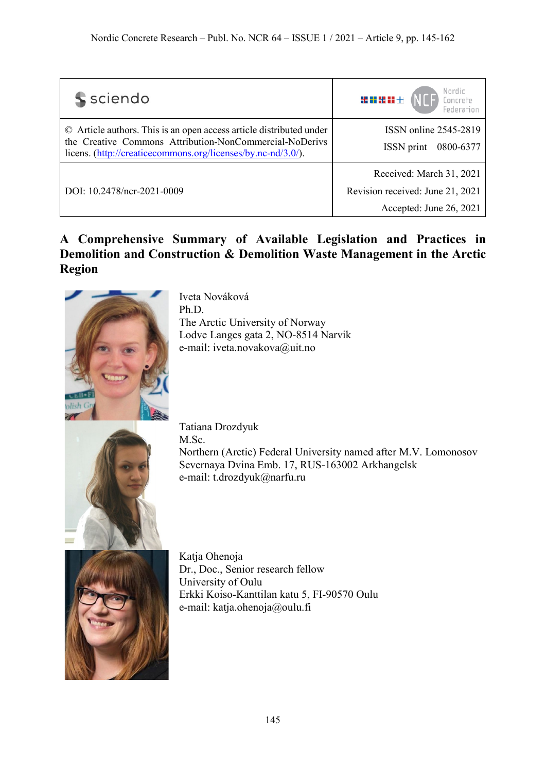| sciendo | Nordic Concrete Federation |
|---|---|
| © Article authors. This is an open access article distributed under the Creative Commons Attribution-NonCommercial-NoDerivs licens. (http://creaticecommons.org/licenses/by.nc-nd/3.0/). | ISSN online 2545-2819<br>ISSN print 0800-6377 |
| DOI: 10.2478/ncr-2021-0009 | Received: March 31, 2021<br>Revision received: June 21, 2021<br>Accepted: June 26, 2021 |

# A Comprehensive Summary of Available Legislation and Practices in Demolition and Construction & Demolition Waste Management in the Arctic Region

Iveta Nováková
Ph.D.
The Arctic University of Norway
Lodve Langes gata 2, NO-8514 Narvik
e-mail: iveta.novakova@uit.no

Tatiana Drozdyuk
M.Sc.
Northern (Arctic) Federal University named after M.V. Lomonosov
Severnaya Dvina Emb. 17, RUS-163002 Arkhangelsk
e-mail: t.drozdyuk@narfu.ru

Katja Ohenoja
Dr., Doc., Senior research fellow
University of Oulu
Erkki Koiso-Kanttilan katu 5, FI-90570 Oulu
e-mail: katja.ohenoja@oulu.fi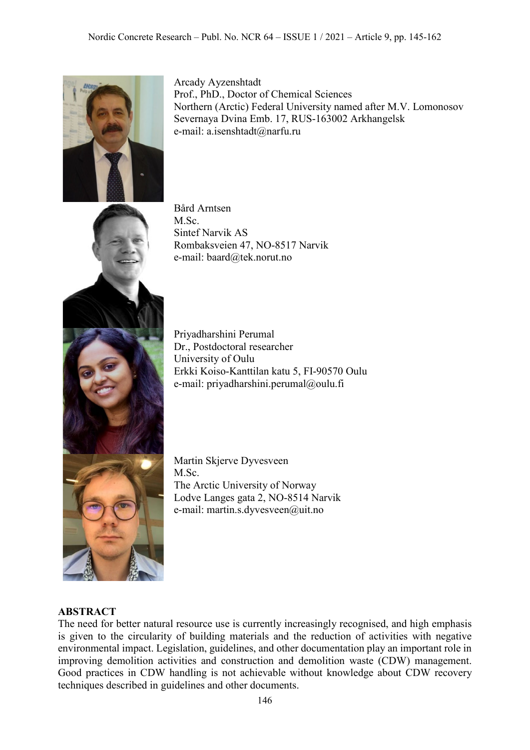Arcady Ayzenshtadt
Prof., PhD., Doctor of Chemical Sciences
Northern (Arctic) Federal University named after M.V. Lomonosov
Severnaya Dvina Emb. 17, RUS-163002 Arkhangelsk
e-mail: a.isenshtadt@narfu.ru

Bård Arntsen
M.Sc.
Sintef Narvik AS
Rombaksveien 47, NO-8517 Narvik
e-mail: baard@tek.norut.no

Priyadharshini Perumal
Dr., Postdoctoral researcher
University of Oulu
Erkki Koiso-Kanttilan katu 5, FI-90570 Oulu
e-mail: priyadharshini.perumal@oulu.fi

Martin Skjerve Dyvesveen
M.Sc.
The Arctic University of Norway
Lodve Langes gata 2, NO-8514 Narvik
e-mail: martin.s.dyvesveen@uit.no

## ABSTRACT

The need for better natural resource use is currently increasingly recognised, and high emphasis is given to the circularity of building materials and the reduction of activities with negative environmental impact. Legislation, guidelines, and other documentation play an important role in improving demolition activities and construction and demolition waste (CDW) management. Good practices in CDW handling is not achievable without knowledge about CDW recovery techniques described in guidelines and other documents.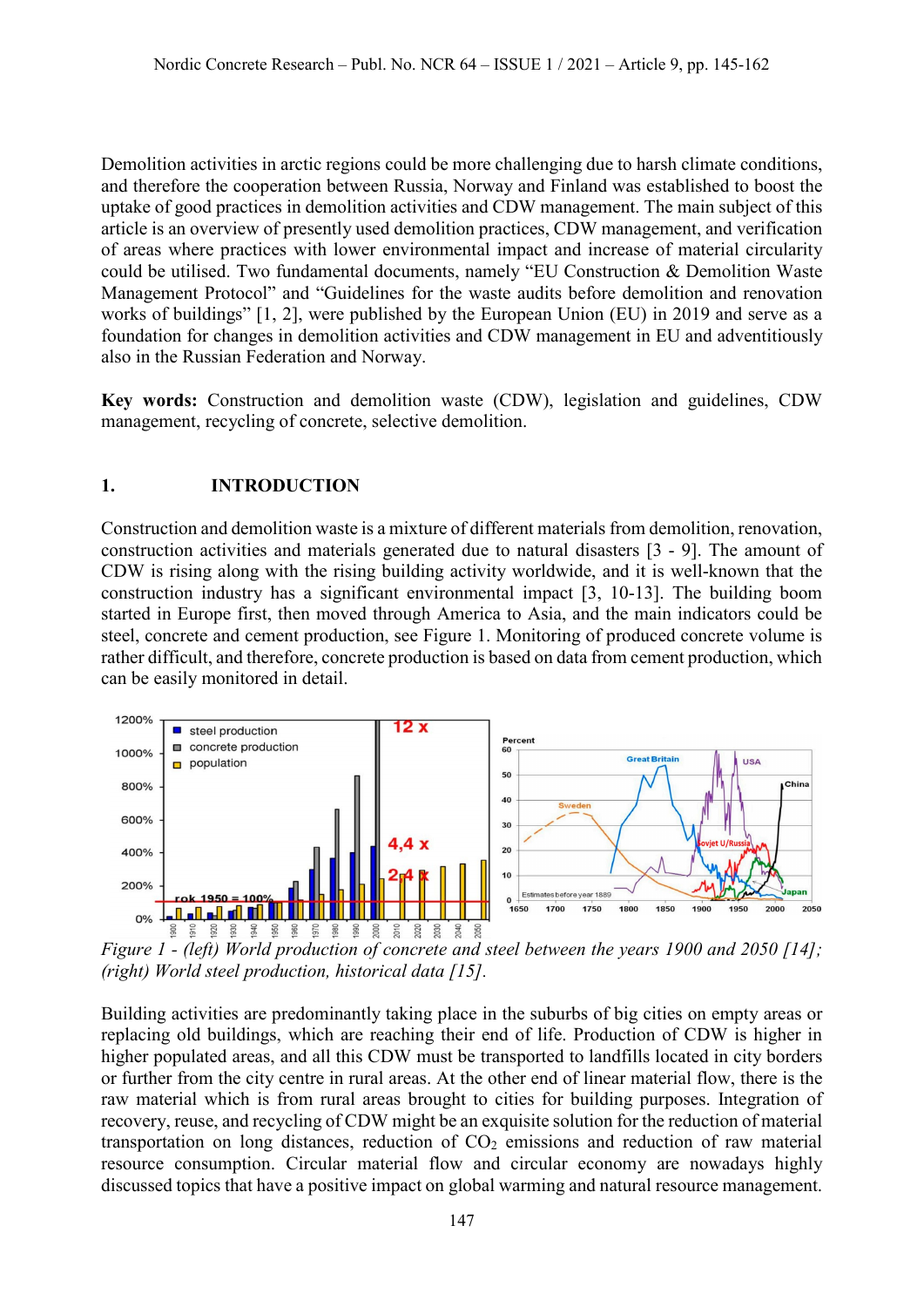Demolition activities in arctic regions could be more challenging due to harsh climate conditions, and therefore the cooperation between Russia, Norway and Finland was established to boost the uptake of good practices in demolition activities and CDW management. The main subject of this article is an overview of presently used demolition practices, CDW management, and verification of areas where practices with lower environmental impact and increase of material circularity could be utilised. Two fundamental documents, namely "EU Construction & Demolition Waste Management Protocol" and "Guidelines for the waste audits before demolition and renovation works of buildings" [1, 2], were published by the European Union (EU) in 2019 and serve as a foundation for changes in demolition activities and CDW management in EU and adventitiously also in the Russian Federation and Norway.

**Key words:** Construction and demolition waste (CDW), legislation and guidelines, CDW management, recycling of concrete, selective demolition.

## 1. INTRODUCTION

Construction and demolition waste is a mixture of different materials from demolition, renovation, construction activities and materials generated due to natural disasters [3 - 9]. The amount of CDW is rising along with the rising building activity worldwide, and it is well-known that the construction industry has a significant environmental impact [3, 10-13]. The building boom started in Europe first, then moved through America to Asia, and the main indicators could be steel, concrete and cement production, see Figure 1. Monitoring of produced concrete volume is rather difficult, and therefore, concrete production is based on data from cement production, which can be easily monitored in detail.

*Figure 1 - (left) World production of concrete and steel between the years 1900 and 2050 [14]; (right) World steel production, historical data [15].*

Building activities are predominantly taking place in the suburbs of big cities on empty areas or replacing old buildings, which are reaching their end of life. Production of CDW is higher in higher populated areas, and all this CDW must be transported to landfills located in city borders or further from the city centre in rural areas. At the other end of linear material flow, there is the raw material which is from rural areas brought to cities for building purposes. Integration of recovery, reuse, and recycling of CDW might be an exquisite solution for the reduction of material transportation on long distances, reduction of $CO_2$ emissions and reduction of raw material resource consumption. Circular material flow and circular economy are nowadays highly discussed topics that have a positive impact on global warming and natural resource management.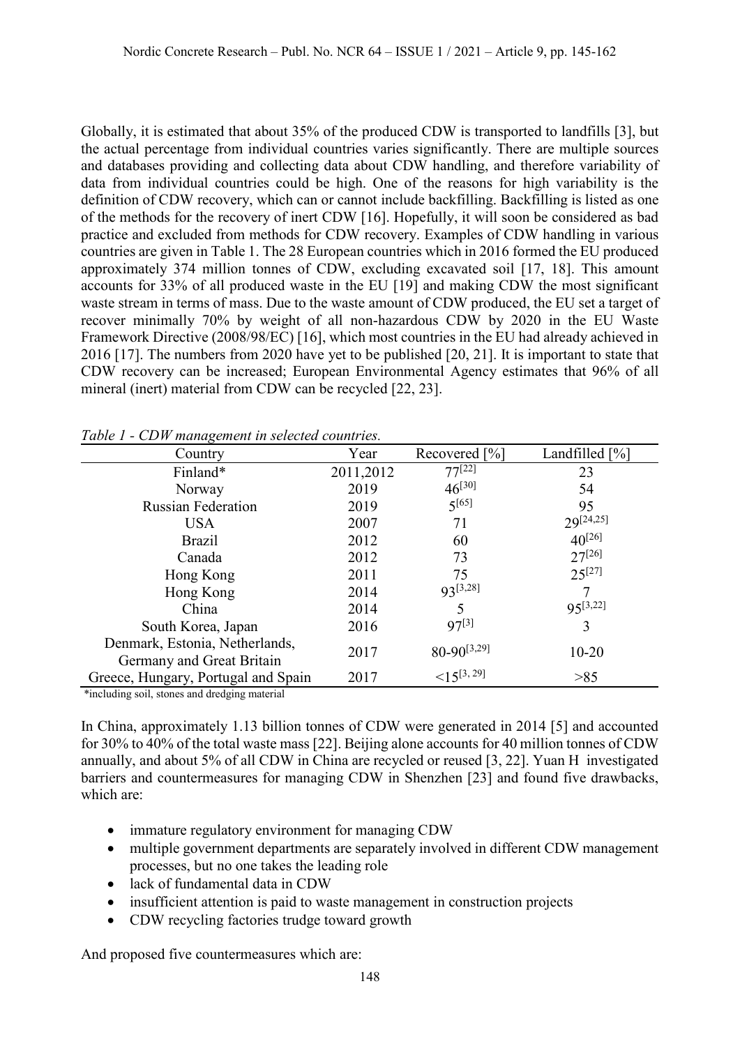Globally, it is estimated that about 35% of the produced CDW is transported to landfills [3], but the actual percentage from individual countries varies significantly. There are multiple sources and databases providing and collecting data about CDW handling, and therefore variability of data from individual countries could be high. One of the reasons for high variability is the definition of CDW recovery, which can or cannot include backfilling. Backfilling is listed as one of the methods for the recovery of inert CDW [16]. Hopefully, it will soon be considered as bad practice and excluded from methods for CDW recovery. Examples of CDW handling in various countries are given in Table 1. The 28 European countries which in 2016 formed the EU produced approximately 374 million tonnes of CDW, excluding excavated soil [17, 18]. This amount accounts for 33% of all produced waste in the EU [19] and making CDW the most significant waste stream in terms of mass. Due to the waste amount of CDW produced, the EU set a target of recover minimally 70% by weight of all non-hazardous CDW by 2020 in the EU Waste Framework Directive (2008/98/EC) [16], which most countries in the EU had already achieved in 2016 [17]. The numbers from 2020 have yet to be published [20, 21]. It is important to state that CDW recovery can be increased; European Environmental Agency estimates that 96% of all mineral (inert) material from CDW can be recycled [22, 23].

*Table 1 - CDW management in selected countries.*

| Country | Year | Recovered [%] | Landfilled [%] |
|---|---|---|---|
| Finland* | 2011,2012 | 77[22] | 23 |
| Norway | 2019 | 46[30] | 54 |
| Russian Federation | 2019 | 5[65] | 95 |
| USA | 2007 | 71 | 29[24,25] |
| Brazil | 2012 | 60 | 40[26] |
| Canada | 2012 | 73 | 27[26] |
| Hong Kong | 2011 | 75 | 25[27] |
| Hong Kong | 2014 | 93[3,28] | 7 |
| China | 2014 | 5 | 95[3,22] |
| South Korea, Japan | 2016 | 97[3] | 3 |
| Denmark, Estonia, Netherlands, Germany and Great Britain | 2017 | 80-90[3,29] | 10-20 |
| Greece, Hungary, Portugal and Spain | 2017 | <15[3, 29] | >85 |

*including soil, stones and dredging material

In China, approximately 1.13 billion tonnes of CDW were generated in 2014 [5] and accounted for 30% to 40% of the total waste mass [22]. Beijing alone accounts for 40 million tonnes of CDW annually, and about 5% of all CDW in China are recycled or reused [3, 22]. Yuan H investigated barriers and countermeasures for managing CDW in Shenzhen [23] and found five drawbacks, which are:

- immature regulatory environment for managing CDW
- multiple government departments are separately involved in different CDW management processes, but no one takes the leading role
- lack of fundamental data in CDW
- insufficient attention is paid to waste management in construction projects
- CDW recycling factories trudge toward growth

And proposed five countermeasures which are: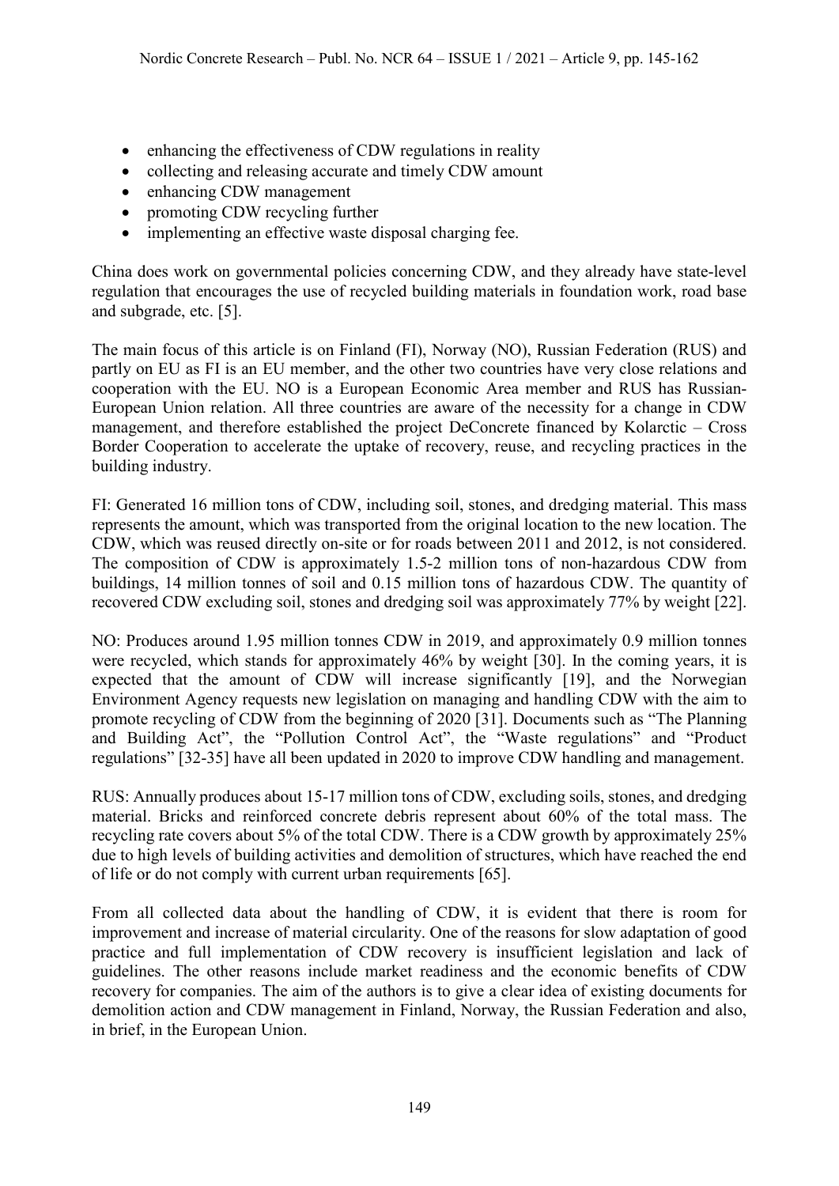- enhancing the effectiveness of CDW regulations in reality
- collecting and releasing accurate and timely CDW amount
- enhancing CDW management
- promoting CDW recycling further
- implementing an effective waste disposal charging fee.

China does work on governmental policies concerning CDW, and they already have state-level regulation that encourages the use of recycled building materials in foundation work, road base and subgrade, etc. [5].

The main focus of this article is on Finland (FI), Norway (NO), Russian Federation (RUS) and partly on EU as FI is an EU member, and the other two countries have very close relations and cooperation with the EU. NO is a European Economic Area member and RUS has Russian-European Union relation. All three countries are aware of the necessity for a change in CDW management, and therefore established the project DeConcrete financed by Kolarctic – Cross Border Cooperation to accelerate the uptake of recovery, reuse, and recycling practices in the building industry.

FI: Generated 16 million tons of CDW, including soil, stones, and dredging material. This mass represents the amount, which was transported from the original location to the new location. The CDW, which was reused directly on-site or for roads between 2011 and 2012, is not considered. The composition of CDW is approximately 1.5-2 million tons of non-hazardous CDW from buildings, 14 million tonnes of soil and 0.15 million tons of hazardous CDW. The quantity of recovered CDW excluding soil, stones and dredging soil was approximately 77% by weight [22].

NO: Produces around 1.95 million tonnes CDW in 2019, and approximately 0.9 million tonnes were recycled, which stands for approximately 46% by weight [30]. In the coming years, it is expected that the amount of CDW will increase significantly [19], and the Norwegian Environment Agency requests new legislation on managing and handling CDW with the aim to promote recycling of CDW from the beginning of 2020 [31]. Documents such as "The Planning and Building Act", the "Pollution Control Act", the "Waste regulations" and "Product regulations" [32-35] have all been updated in 2020 to improve CDW handling and management.

RUS: Annually produces about 15-17 million tons of CDW, excluding soils, stones, and dredging material. Bricks and reinforced concrete debris represent about 60% of the total mass. The recycling rate covers about 5% of the total CDW. There is a CDW growth by approximately 25% due to high levels of building activities and demolition of structures, which have reached the end of life or do not comply with current urban requirements [65].

From all collected data about the handling of CDW, it is evident that there is room for improvement and increase of material circularity. One of the reasons for slow adaptation of good practice and full implementation of CDW recovery is insufficient legislation and lack of guidelines. The other reasons include market readiness and the economic benefits of CDW recovery for companies. The aim of the authors is to give a clear idea of existing documents for demolition action and CDW management in Finland, Norway, the Russian Federation and also, in brief, in the European Union.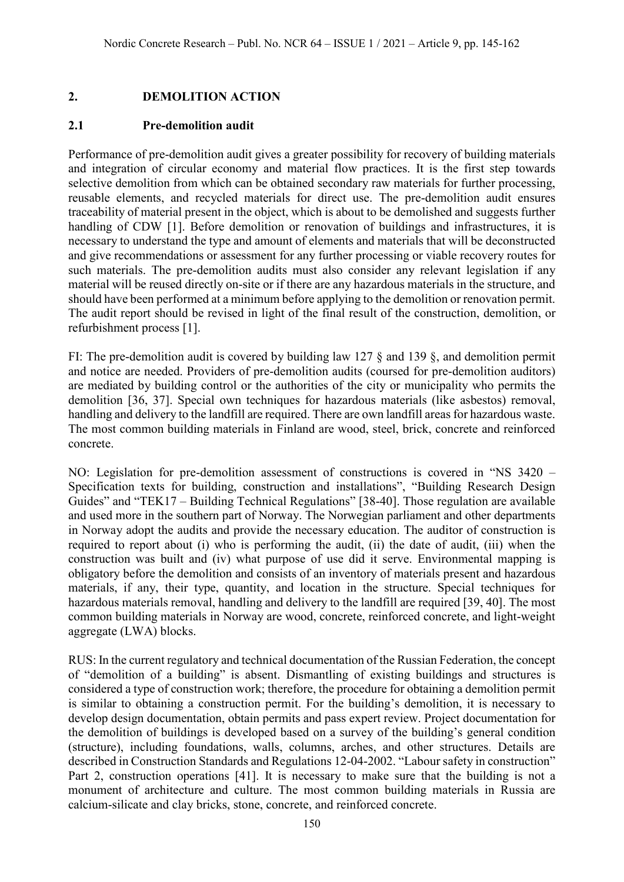## 2. DEMOLITION ACTION

### 2.1 Pre-demolition audit

Performance of pre-demolition audit gives a greater possibility for recovery of building materials and integration of circular economy and material flow practices. It is the first step towards selective demolition from which can be obtained secondary raw materials for further processing, reusable elements, and recycled materials for direct use. The pre-demolition audit ensures traceability of material present in the object, which is about to be demolished and suggests further handling of CDW [1]. Before demolition or renovation of buildings and infrastructures, it is necessary to understand the type and amount of elements and materials that will be deconstructed and give recommendations or assessment for any further processing or viable recovery routes for such materials. The pre-demolition audits must also consider any relevant legislation if any material will be reused directly on-site or if there are any hazardous materials in the structure, and should have been performed at a minimum before applying to the demolition or renovation permit. The audit report should be revised in light of the final result of the construction, demolition, or refurbishment process [1].

FI: The pre-demolition audit is covered by building law 127 § and 139 §, and demolition permit and notice are needed. Providers of pre-demolition audits (coursed for pre-demolition auditors) are mediated by building control or the authorities of the city or municipality who permits the demolition [36, 37]. Special own techniques for hazardous materials (like asbestos) removal, handling and delivery to the landfill are required. There are own landfill areas for hazardous waste. The most common building materials in Finland are wood, steel, brick, concrete and reinforced concrete.

NO: Legislation for pre-demolition assessment of constructions is covered in "NS 3420 – Specification texts for building, construction and installations", "Building Research Design Guides" and "TEK17 – Building Technical Regulations" [38-40]. Those regulation are available and used more in the southern part of Norway. The Norwegian parliament and other departments in Norway adopt the audits and provide the necessary education. The auditor of construction is required to report about (i) who is performing the audit, (ii) the date of audit, (iii) when the construction was built and (iv) what purpose of use did it serve. Environmental mapping is obligatory before the demolition and consists of an inventory of materials present and hazardous materials, if any, their type, quantity, and location in the structure. Special techniques for hazardous materials removal, handling and delivery to the landfill are required [39, 40]. The most common building materials in Norway are wood, concrete, reinforced concrete, and light-weight aggregate (LWA) blocks.

RUS: In the current regulatory and technical documentation of the Russian Federation, the concept of "demolition of a building" is absent. Dismantling of existing buildings and structures is considered a type of construction work; therefore, the procedure for obtaining a demolition permit is similar to obtaining a construction permit. For the building's demolition, it is necessary to develop design documentation, obtain permits and pass expert review. Project documentation for the demolition of buildings is developed based on a survey of the building's general condition (structure), including foundations, walls, columns, arches, and other structures. Details are described in Construction Standards and Regulations 12-04-2002. "Labour safety in construction" Part 2, construction operations [41]. It is necessary to make sure that the building is not a monument of architecture and culture. The most common building materials in Russia are calcium-silicate and clay bricks, stone, concrete, and reinforced concrete.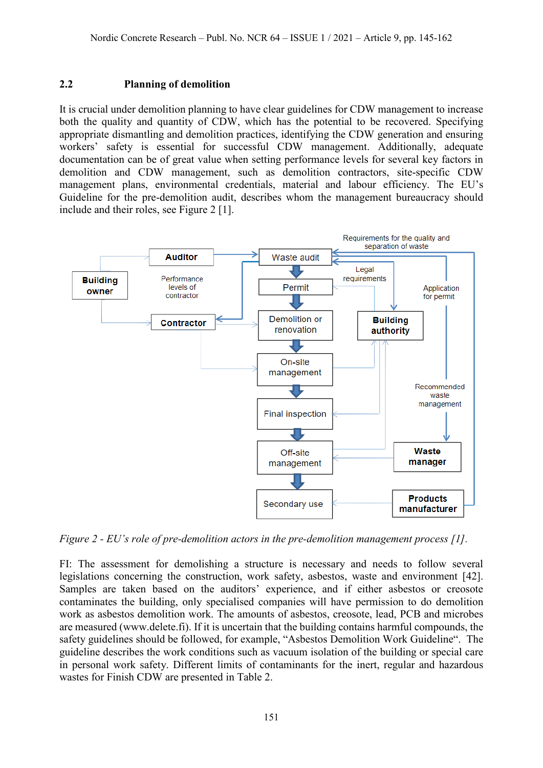## 2.2 Planning of demolition

It is crucial under demolition planning to have clear guidelines for CDW management to increase both the quality and quantity of CDW, which has the potential to be recovered. Specifying appropriate dismantling and demolition practices, identifying the CDW generation and ensuring workers' safety is essential for successful CDW management. Additionally, adequate documentation can be of great value when setting performance levels for several key factors in demolition and CDW management, such as demolition contractors, site-specific CDW management plans, environmental credentials, material and labour efficiency. The EU's Guideline for the pre-demolition audit, describes whom the management bureaucracy should include and their roles, see Figure 2 [1].

*Figure 2 - EU's role of pre-demolition actors in the pre-demolition management process [1].*

FI: The assessment for demolishing a structure is necessary and needs to follow several legislations concerning the construction, work safety, asbestos, waste and environment [42]. Samples are taken based on the auditors' experience, and if either asbestos or creosote contaminates the building, only specialised companies will have permission to do demolition work as asbestos demolition work. The amounts of asbestos, creosote, lead, PCB and microbes are measured (www.delete.fi). If it is uncertain that the building contains harmful compounds, the safety guidelines should be followed, for example, "Asbestos Demolition Work Guideline". The guideline describes the work conditions such as vacuum isolation of the building or special care in personal work safety. Different limits of contaminants for the inert, regular and hazardous wastes for Finish CDW are presented in Table 2.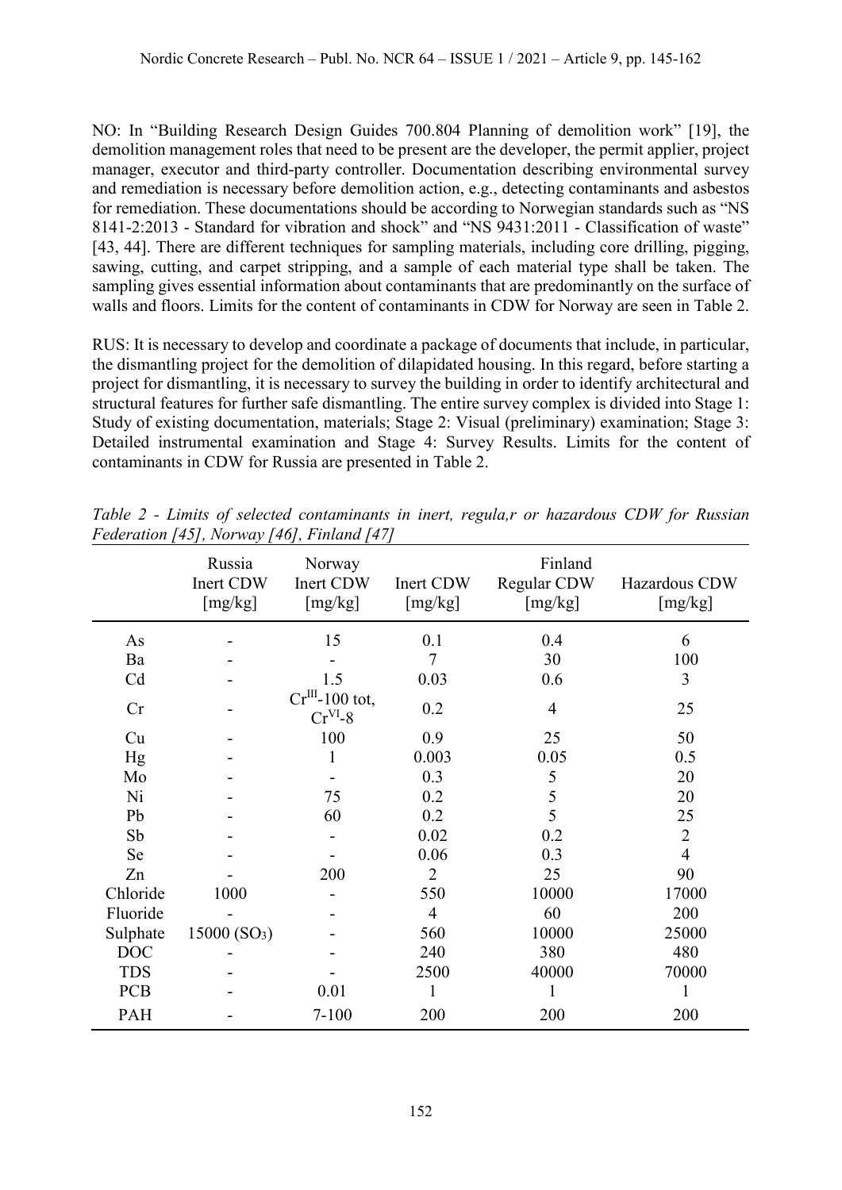NO: In "Building Research Design Guides 700.804 Planning of demolition work" [19], the demolition management roles that need to be present are the developer, the permit applier, project manager, executor and third-party controller. Documentation describing environmental survey and remediation is necessary before demolition action, e.g., detecting contaminants and asbestos for remediation. These documentations should be according to Norwegian standards such as "NS 8141-2:2013 - Standard for vibration and shock" and "NS 9431:2011 - Classification of waste" [43, 44]. There are different techniques for sampling materials, including core drilling, pigging, sawing, cutting, and carpet stripping, and a sample of each material type shall be taken. The sampling gives essential information about contaminants that are predominantly on the surface of walls and floors. Limits for the content of contaminants in CDW for Norway are seen in Table 2.

RUS: It is necessary to develop and coordinate a package of documents that include, in particular, the dismantling project for the demolition of dilapidated housing. In this regard, before starting a project for dismantling, it is necessary to survey the building in order to identify architectural and structural features for further safe dismantling. The entire survey complex is divided into Stage 1: Study of existing documentation, materials; Stage 2: Visual (preliminary) examination; Stage 3: Detailed instrumental examination and Stage 4: Survey Results. Limits for the content of contaminants in CDW for Russia are presented in Table 2.

*Table 2 - Limits of selected contaminants in inert, regula,r or hazardous CDW for Russian Federation [45], Norway [46], Finland [47]*

| | Russia Inert CDW [mg/kg] | Norway Inert CDW [mg/kg] | Inert CDW [mg/kg] | Finland Regular CDW [mg/kg] | Hazardous CDW [mg/kg] |
|---|---|---|---|---|---|
| As | - | 15 | 0.1 | 0.4 | 6 |
| Ba | - | - | 7 | 30 | 100 |
| Cd | - | 1.5 | 0.03 | 0.6 | 3 |
| Cr | - | $Cr^{III}$-100 tot, $Cr^{VI}$-8 | 0.2 | 4 | 25 |
| Cu | - | 100 | 0.9 | 25 | 50 |
| Hg | - | 1 | 0.003 | 0.05 | 0.5 |
| Mo | - | - | 0.3 | 5 | 20 |
| Ni | - | 75 | 0.2 | 5 | 20 |
| Pb | - | 60 | 0.2 | 5 | 25 |
| Sb | - | - | 0.02 | 0.2 | 2 |
| Se | - | - | 0.06 | 0.3 | 4 |
| Zn | - | 200 | 2 | 25 | 90 |
| Chloride | 1000 | - | 550 | 10000 | 17000 |
| Fluoride | - | - | 4 | 60 | 200 |
| Sulphate | 15000 ($SO_3$) | - | 560 | 10000 | 25000 |
| DOC | - | - | 240 | 380 | 480 |
| TDS | - | - | 2500 | 40000 | 70000 |
| PCB | - | 0.01 | 1 | 1 | 1 |
| PAH | - | 7-100 | 200 | 200 | 200 |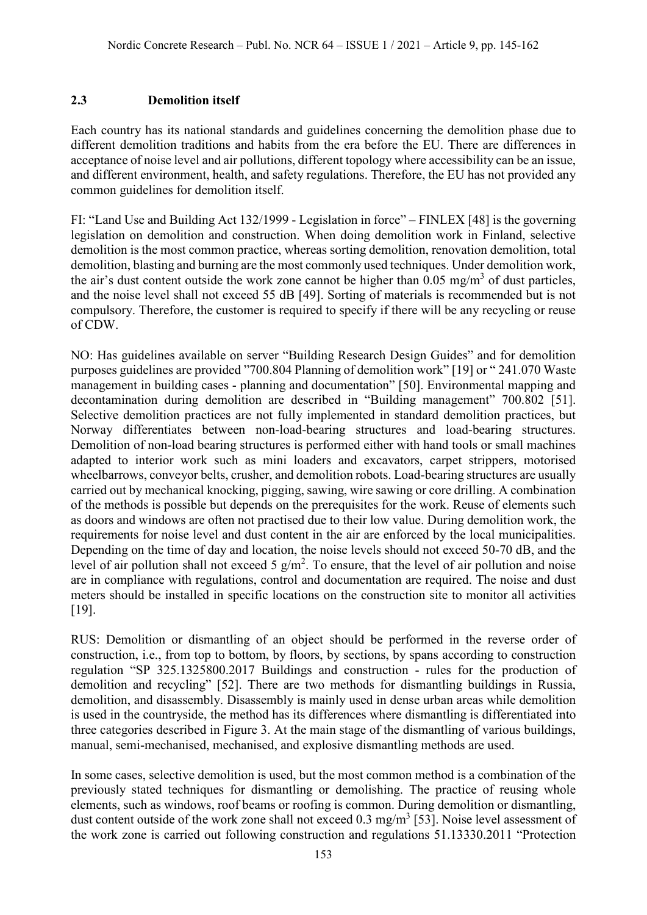### 2.3 Demolition itself

Each country has its national standards and guidelines concerning the demolition phase due to different demolition traditions and habits from the era before the EU. There are differences in acceptance of noise level and air pollutions, different topology where accessibility can be an issue, and different environment, health, and safety regulations. Therefore, the EU has not provided any common guidelines for demolition itself.

FI: "Land Use and Building Act 132/1999 - Legislation in force" – FINLEX [48] is the governing legislation on demolition and construction. When doing demolition work in Finland, selective demolition is the most common practice, whereas sorting demolition, renovation demolition, total demolition, blasting and burning are the most commonly used techniques. Under demolition work, the air's dust content outside the work zone cannot be higher than 0.05 mg/m$^3$ of dust particles, and the noise level shall not exceed 55 dB [49]. Sorting of materials is recommended but is not compulsory. Therefore, the customer is required to specify if there will be any recycling or reuse of CDW.

NO: Has guidelines available on server "Building Research Design Guides" and for demolition purposes guidelines are provided "700.804 Planning of demolition work" [19] or " 241.070 Waste management in building cases - planning and documentation" [50]. Environmental mapping and decontamination during demolition are described in "Building management" 700.802 [51]. Selective demolition practices are not fully implemented in standard demolition practices, but Norway differentiates between non-load-bearing structures and load-bearing structures. Demolition of non-load bearing structures is performed either with hand tools or small machines adapted to interior work such as mini loaders and excavators, carpet strippers, motorised wheelbarrows, conveyor belts, crusher, and demolition robots. Load-bearing structures are usually carried out by mechanical knocking, pigging, sawing, wire sawing or core drilling. A combination of the methods is possible but depends on the prerequisites for the work. Reuse of elements such as doors and windows are often not practised due to their low value. During demolition work, the requirements for noise level and dust content in the air are enforced by the local municipalities. Depending on the time of day and location, the noise levels should not exceed 50-70 dB, and the level of air pollution shall not exceed 5 g/m$^2$. To ensure, that the level of air pollution and noise are in compliance with regulations, control and documentation are required. The noise and dust meters should be installed in specific locations on the construction site to monitor all activities [19].

RUS: Demolition or dismantling of an object should be performed in the reverse order of construction, i.e., from top to bottom, by floors, by sections, by spans according to construction regulation "SP 325.1325800.2017 Buildings and construction - rules for the production of demolition and recycling" [52]. There are two methods for dismantling buildings in Russia, demolition, and disassembly. Disassembly is mainly used in dense urban areas while demolition is used in the countryside, the method has its differences where dismantling is differentiated into three categories described in Figure 3. At the main stage of the dismantling of various buildings, manual, semi-mechanised, mechanised, and explosive dismantling methods are used.

In some cases, selective demolition is used, but the most common method is a combination of the previously stated techniques for dismantling or demolishing. The practice of reusing whole elements, such as windows, roof beams or roofing is common. During demolition or dismantling, dust content outside of the work zone shall not exceed 0.3 mg/m$^3$ [53]. Noise level assessment of the work zone is carried out following construction and regulations 51.13330.2011 "Protection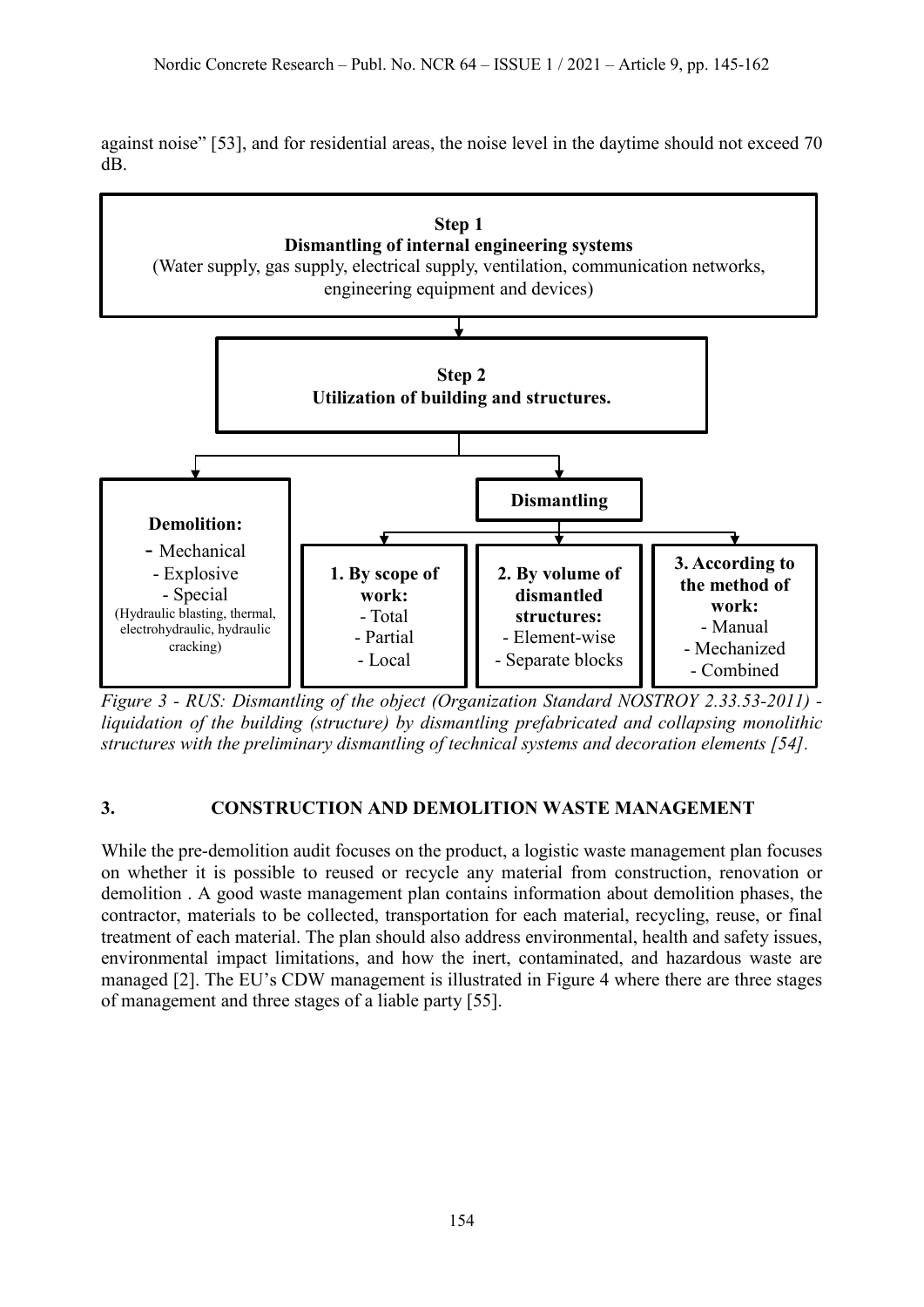against noise" [53], and for residential areas, the noise level in the daytime should not exceed 70 dB.

**Step 1**
**Dismantling of internal engineering systems**
(Water supply, gas supply, electrical supply, ventilation, communication networks, engineering equipment and devices)

**Step 2**
**Utilization of building and structures.**

**Demolition:**
- Mechanical
- Explosive
- Special
(Hydraulic blasting, thermal, electrohydraulic, hydraulic cracking)

**Dismantling**

**1. By scope of work:**
- Total
- Partial
- Local

**2. By volume of dismantled structures:**
- Element-wise
- Separate blocks

**3. According to the method of work:**
- Manual
- Mechanized
- Combined

*Figure 3 - RUS: Dismantling of the object (Organization Standard NOSTROY 2.33.53-2011) - liquidation of the building (structure) by dismantling prefabricated and collapsing monolithic structures with the preliminary dismantling of technical systems and decoration elements [54].*

## 3. CONSTRUCTION AND DEMOLITION WASTE MANAGEMENT

While the pre-demolition audit focuses on the product, a logistic waste management plan focuses on whether it is possible to reused or recycle any material from construction, renovation or demolition . A good waste management plan contains information about demolition phases, the contractor, materials to be collected, transportation for each material, recycling, reuse, or final treatment of each material. The plan should also address environmental, health and safety issues, environmental impact limitations, and how the inert, contaminated, and hazardous waste are managed [2]. The EU's CDW management is illustrated in Figure 4 where there are three stages of management and three stages of a liable party [55].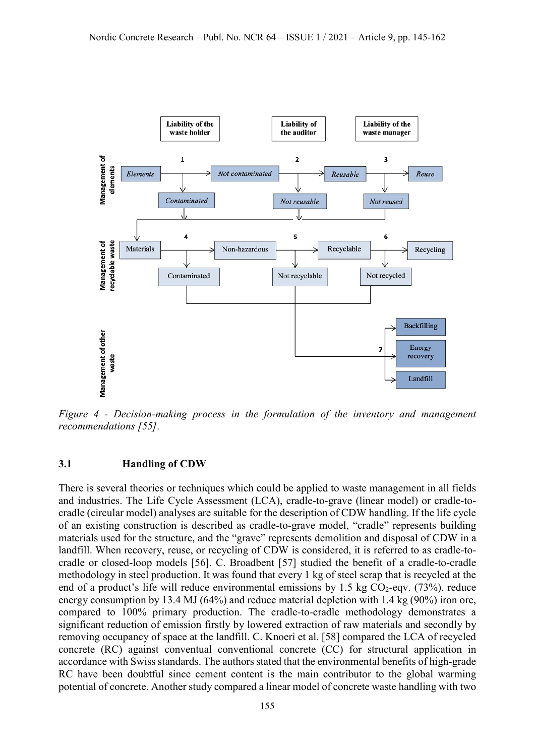Figure 4 - Decision-making process in the formulation of the inventory and management recommendations [55].

### 3.1 Handling of CDW

There is several theories or techniques which could be applied to waste management in all fields and industries. The Life Cycle Assessment (LCA), cradle-to-grave (linear model) or cradle-to-cradle (circular model) analyses are suitable for the description of CDW handling. If the life cycle of an existing construction is described as cradle-to-grave model, "cradle" represents building materials used for the structure, and the "grave" represents demolition and disposal of CDW in a landfill. When recovery, reuse, or recycling of CDW is considered, it is referred to as cradle-to-cradle or closed-loop models [56]. C. Broadbent [57] studied the benefit of a cradle-to-cradle methodology in steel production. It was found that every 1 kg of steel scrap that is recycled at the end of a product's life will reduce environmental emissions by 1.5 kg $CO_2$-eqv. (73%), reduce energy consumption by 13.4 MJ (64%) and reduce material depletion with 1.4 kg (90%) iron ore, compared to 100% primary production. The cradle-to-cradle methodology demonstrates a significant reduction of emission firstly by lowered extraction of raw materials and secondly by removing occupancy of space at the landfill. C. Knoeri et al. [58] compared the LCA of recycled concrete (RC) against conventual conventional concrete (CC) for structural application in accordance with Swiss standards. The authors stated that the environmental benefits of high-grade RC have been doubtful since cement content is the main contributor to the global warming potential of concrete. Another study compared a linear model of concrete waste handling with two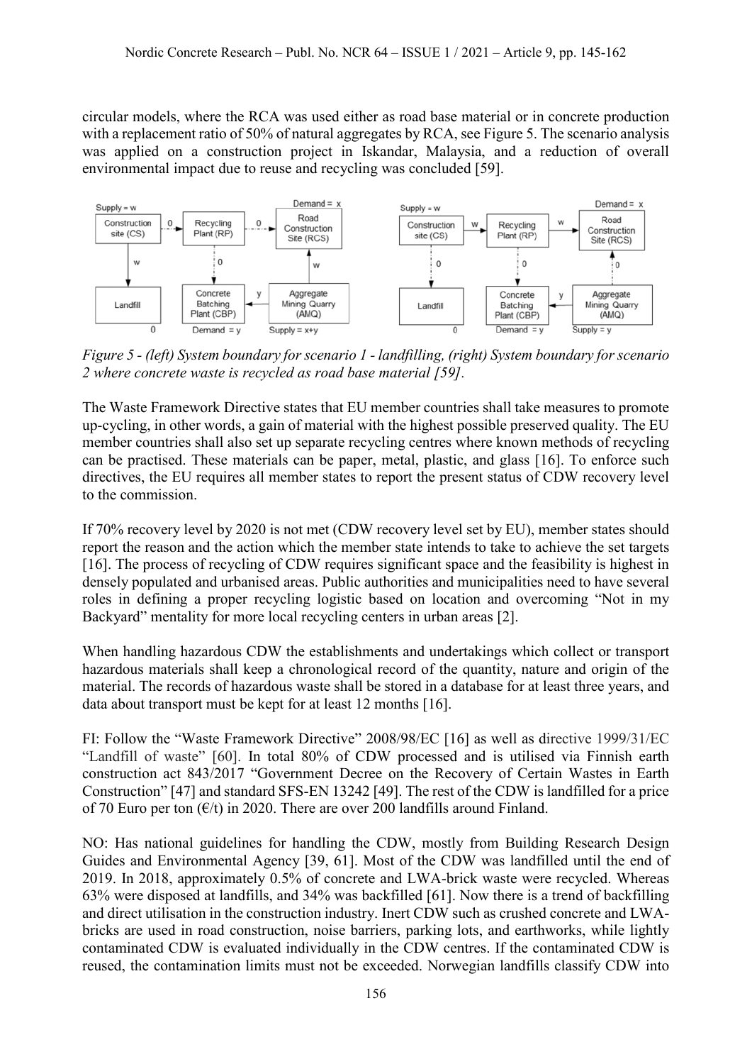circular models, where the RCA was used either as road base material or in concrete production with a replacement ratio of 50% of natural aggregates by RCA, see Figure 5. The scenario analysis was applied on a construction project in Iskandar, Malaysia, and a reduction of overall environmental impact due to reuse and recycling was concluded [59].

*Figure 5 - (left) System boundary for scenario 1 - landfilling, (right) System boundary for scenario 2 where concrete waste is recycled as road base material [59].*

The Waste Framework Directive states that EU member countries shall take measures to promote up-cycling, in other words, a gain of material with the highest possible preserved quality. The EU member countries shall also set up separate recycling centres where known methods of recycling can be practised. These materials can be paper, metal, plastic, and glass [16]. To enforce such directives, the EU requires all member states to report the present status of CDW recovery level to the commission.

If 70% recovery level by 2020 is not met (CDW recovery level set by EU), member states should report the reason and the action which the member state intends to take to achieve the set targets [16]. The process of recycling of CDW requires significant space and the feasibility is highest in densely populated and urbanised areas. Public authorities and municipalities need to have several roles in defining a proper recycling logistic based on location and overcoming "Not in my Backyard" mentality for more local recycling centers in urban areas [2].

When handling hazardous CDW the establishments and undertakings which collect or transport hazardous materials shall keep a chronological record of the quantity, nature and origin of the material. The records of hazardous waste shall be stored in a database for at least three years, and data about transport must be kept for at least 12 months [16].

FI: Follow the "Waste Framework Directive" 2008/98/EC [16] as well as directive 1999/31/EC "Landfill of waste" [60]. In total 80% of CDW processed and is utilised via Finnish earth construction act 843/2017 "Government Decree on the Recovery of Certain Wastes in Earth Construction" [47] and standard SFS-EN 13242 [49]. The rest of the CDW is landfilled for a price of 70 Euro per ton (€/t) in 2020. There are over 200 landfills around Finland.

NO: Has national guidelines for handling the CDW, mostly from Building Research Design Guides and Environmental Agency [39, 61]. Most of the CDW was landfilled until the end of 2019. In 2018, approximately 0.5% of concrete and LWA-brick waste were recycled. Whereas 63% were disposed at landfills, and 34% was backfilled [61]. Now there is a trend of backfilling and direct utilisation in the construction industry. Inert CDW such as crushed concrete and LWA-bricks are used in road construction, noise barriers, parking lots, and earthworks, while lightly contaminated CDW is evaluated individually in the CDW centres. If the contaminated CDW is reused, the contamination limits must not be exceeded. Norwegian landfills classify CDW into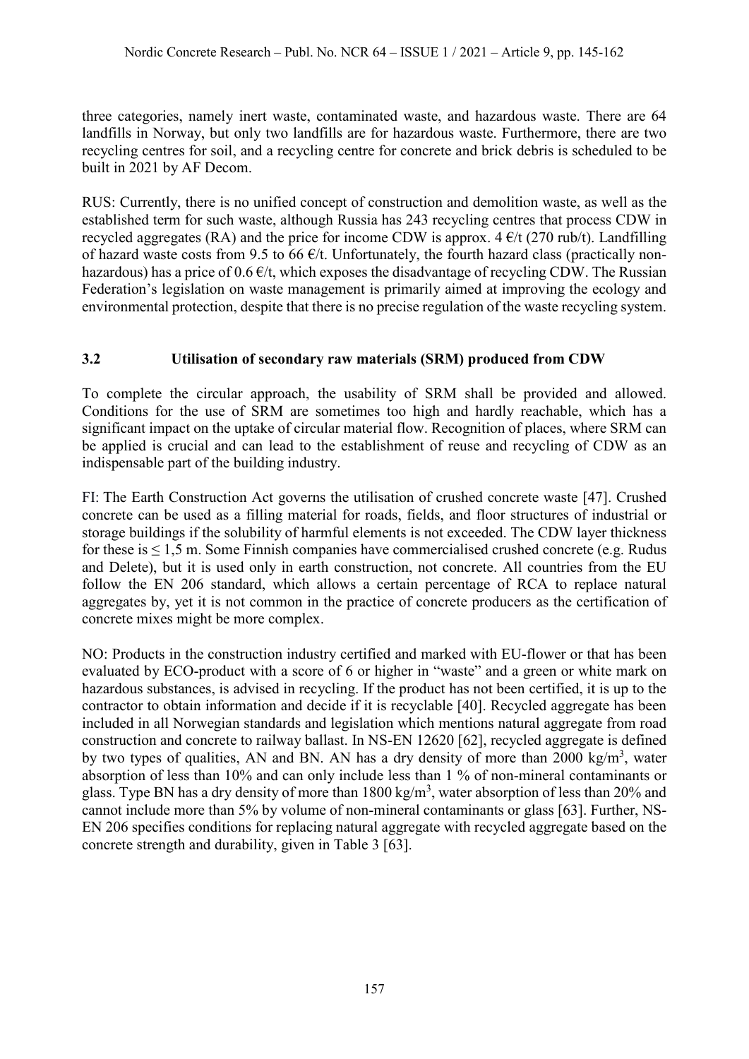three categories, namely inert waste, contaminated waste, and hazardous waste. There are 64 landfills in Norway, but only two landfills are for hazardous waste. Furthermore, there are two recycling centres for soil, and a recycling centre for concrete and brick debris is scheduled to be built in 2021 by AF Decom.

RUS: Currently, there is no unified concept of construction and demolition waste, as well as the established term for such waste, although Russia has 243 recycling centres that process CDW in recycled aggregates (RA) and the price for income CDW is approx. 4 €/t (270 rub/t). Landfilling of hazard waste costs from 9.5 to 66 €/t. Unfortunately, the fourth hazard class (practically non-hazardous) has a price of 0.6 €/t, which exposes the disadvantage of recycling CDW. The Russian Federation's legislation on waste management is primarily aimed at improving the ecology and environmental protection, despite that there is no precise regulation of the waste recycling system.

### 3.2 Utilisation of secondary raw materials (SRM) produced from CDW

To complete the circular approach, the usability of SRM shall be provided and allowed. Conditions for the use of SRM are sometimes too high and hardly reachable, which has a significant impact on the uptake of circular material flow. Recognition of places, where SRM can be applied is crucial and can lead to the establishment of reuse and recycling of CDW as an indispensable part of the building industry.

FI: The Earth Construction Act governs the utilisation of crushed concrete waste [47]. Crushed concrete can be used as a filling material for roads, fields, and floor structures of industrial or storage buildings if the solubility of harmful elements is not exceeded. The CDW layer thickness for these is ≤ 1,5 m. Some Finnish companies have commercialised crushed concrete (e.g. Rudus and Delete), but it is used only in earth construction, not concrete. All countries from the EU follow the EN 206 standard, which allows a certain percentage of RCA to replace natural aggregates by, yet it is not common in the practice of concrete producers as the certification of concrete mixes might be more complex.

NO: Products in the construction industry certified and marked with EU-flower or that has been evaluated by ECO-product with a score of 6 or higher in "waste" and a green or white mark on hazardous substances, is advised in recycling. If the product has not been certified, it is up to the contractor to obtain information and decide if it is recyclable [40]. Recycled aggregate has been included in all Norwegian standards and legislation which mentions natural aggregate from road construction and concrete to railway ballast. In NS-EN 12620 [62], recycled aggregate is defined by two types of qualities, AN and BN. AN has a dry density of more than 2000 kg/m$^3$, water absorption of less than 10% and can only include less than 1 % of non-mineral contaminants or glass. Type BN has a dry density of more than 1800 kg/m$^3$, water absorption of less than 20% and cannot include more than 5% by volume of non-mineral contaminants or glass [63]. Further, NS-EN 206 specifies conditions for replacing natural aggregate with recycled aggregate based on the concrete strength and durability, given in Table 3 [63].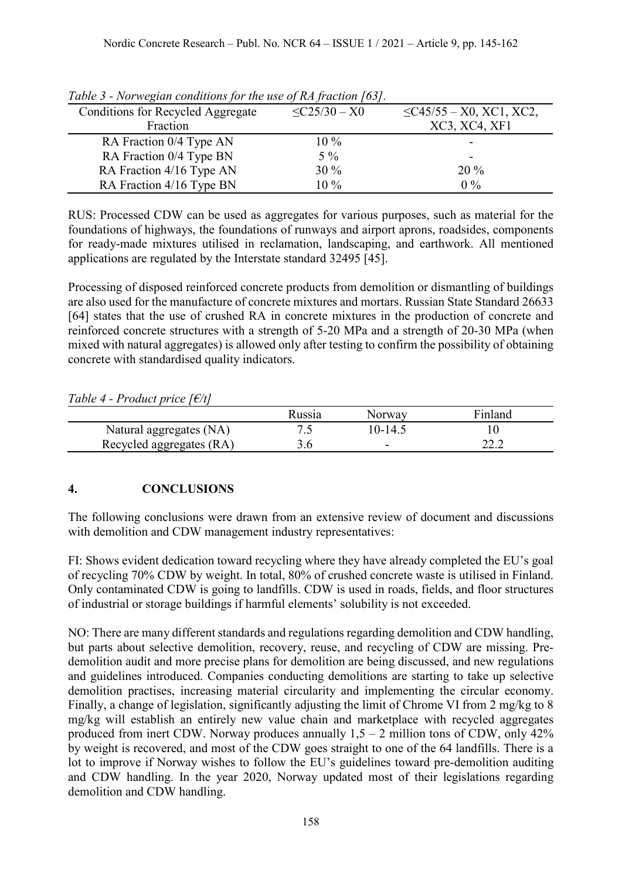*Table 3 - Norwegian conditions for the use of RA fraction [63].*

| Conditions for Recycled Aggregate Fraction | ≤C25/30 – X0 | ≤C45/55 – X0, XC1, XC2, XC3, XC4, XF1 |
|---|---|---|
| RA Fraction 0/4 Type AN | 10 % | - |
| RA Fraction 0/4 Type BN | 5 % | - |
| RA Fraction 4/16 Type AN | 30 % | 20 % |
| RA Fraction 4/16 Type BN | 10 % | 0 % |

RUS: Processed CDW can be used as aggregates for various purposes, such as material for the foundations of highways, the foundations of runways and airport aprons, roadsides, components for ready-made mixtures utilised in reclamation, landscaping, and earthwork. All mentioned applications are regulated by the Interstate standard 32495 [45].

Processing of disposed reinforced concrete products from demolition or dismantling of buildings are also used for the manufacture of concrete mixtures and mortars. Russian State Standard 26633 [64] states that the use of crushed RA in concrete mixtures in the production of concrete and reinforced concrete structures with a strength of 5-20 MPa and a strength of 20-30 MPa (when mixed with natural aggregates) is allowed only after testing to confirm the possibility of obtaining concrete with standardised quality indicators.

*Table 4 - Product price [€/t]*

| | Russia | Norway | Finland |
|---|---|---|---|
| Natural aggregates (NA) | 7.5 | 10-14.5 | 10 |
| Recycled aggregates (RA) | 3.6 | - | 22.2 |

## 4. CONCLUSIONS

The following conclusions were drawn from an extensive review of document and discussions with demolition and CDW management industry representatives:

FI: Shows evident dedication toward recycling where they have already completed the EU's goal of recycling 70% CDW by weight. In total, 80% of crushed concrete waste is utilised in Finland. Only contaminated CDW is going to landfills. CDW is used in roads, fields, and floor structures of industrial or storage buildings if harmful elements' solubility is not exceeded.

NO: There are many different standards and regulations regarding demolition and CDW handling, but parts about selective demolition, recovery, reuse, and recycling of CDW are missing. Pre-demolition audit and more precise plans for demolition are being discussed, and new regulations and guidelines introduced. Companies conducting demolitions are starting to take up selective demolition practises, increasing material circularity and implementing the circular economy. Finally, a change of legislation, significantly adjusting the limit of Chrome VI from 2 mg/kg to 8 mg/kg will establish an entirely new value chain and marketplace with recycled aggregates produced from inert CDW. Norway produces annually 1,5 – 2 million tons of CDW, only 42% by weight is recovered, and most of the CDW goes straight to one of the 64 landfills. There is a lot to improve if Norway wishes to follow the EU's guidelines toward pre-demolition auditing and CDW handling. In the year 2020, Norway updated most of their legislations regarding demolition and CDW handling.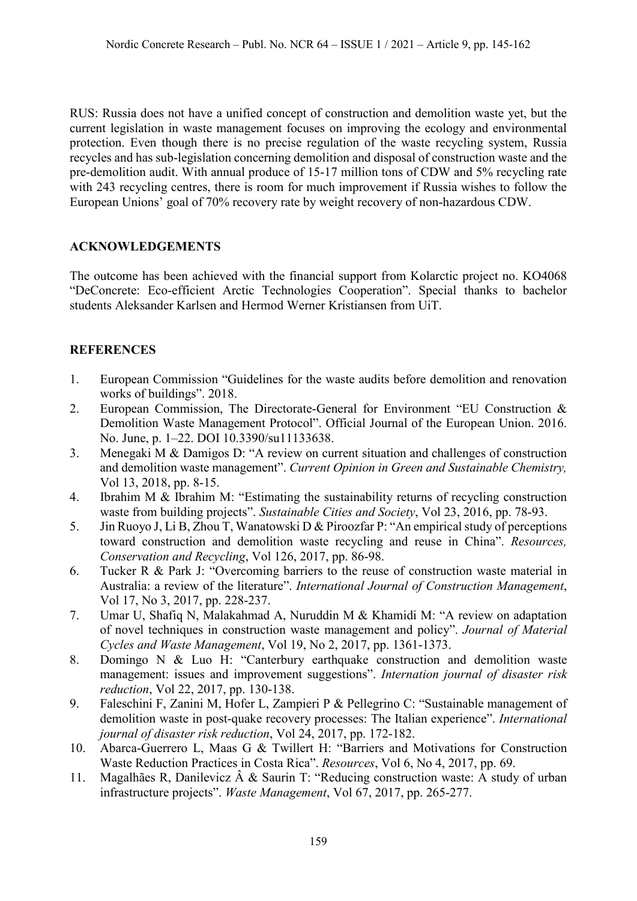RUS: Russia does not have a unified concept of construction and demolition waste yet, but the current legislation in waste management focuses on improving the ecology and environmental protection. Even though there is no precise regulation of the waste recycling system, Russia recycles and has sub-legislation concerning demolition and disposal of construction waste and the pre-demolition audit. With annual produce of 15-17 million tons of CDW and 5% recycling rate with 243 recycling centres, there is room for much improvement if Russia wishes to follow the European Unions' goal of 70% recovery rate by weight recovery of non-hazardous CDW.

## ACKNOWLEDGEMENTS

The outcome has been achieved with the financial support from Kolarctic project no. KO4068 "DeConcrete: Eco-efficient Arctic Technologies Cooperation". Special thanks to bachelor students Aleksander Karlsen and Hermod Werner Kristiansen from UiT.

## REFERENCES

1. European Commission "Guidelines for the waste audits before demolition and renovation works of buildings". 2018.
2. European Commission, The Directorate-General for Environment "EU Construction & Demolition Waste Management Protocol". Official Journal of the European Union. 2016. No. June, p. 1–22. DOI 10.3390/su11133638.
3. Menegaki M & Damigos D: "A review on current situation and challenges of construction and demolition waste management". *Current Opinion in Green and Sustainable Chemistry,* Vol 13, 2018, pp. 8-15.
4. Ibrahim M & Ibrahim M: "Estimating the sustainability returns of recycling construction waste from building projects". *Sustainable Cities and Society*, Vol 23, 2016, pp. 78-93.
5. Jin Ruoyo J, Li B, Zhou T, Wanatowski D & Piroozfar P: "An empirical study of perceptions toward construction and demolition waste recycling and reuse in China". *Resources, Conservation and Recycling*, Vol 126, 2017, pp. 86-98.
6. Tucker R & Park J: "Overcoming barriers to the reuse of construction waste material in Australia: a review of the literature". *International Journal of Construction Management*, Vol 17, No 3, 2017, pp. 228-237.
7. Umar U, Shafiq N, Malakahmad A, Nuruddin M & Khamidi M: "A review on adaptation of novel techniques in construction waste management and policy". *Journal of Material Cycles and Waste Management*, Vol 19, No 2, 2017, pp. 1361-1373.
8. Domingo N & Luo H: "Canterbury earthquake construction and demolition waste management: issues and improvement suggestions". *Internation journal of disaster risk reduction*, Vol 22, 2017, pp. 130-138.
9. Faleschini F, Zanini M, Hofer L, Zampieri P & Pellegrino C: "Sustainable management of demolition waste in post-quake recovery processes: The Italian experience". *International journal of disaster risk reduction*, Vol 24, 2017, pp. 172-182.
10. Abarca-Guerrero L, Maas G & Twillert H: "Barriers and Motivations for Construction Waste Reduction Practices in Costa Rica". *Resources*, Vol 6, No 4, 2017, pp. 69.
11. Magalhães R, Danilevicz Â & Saurin T: "Reducing construction waste: A study of urban infrastructure projects". *Waste Management*, Vol 67, 2017, pp. 265-277.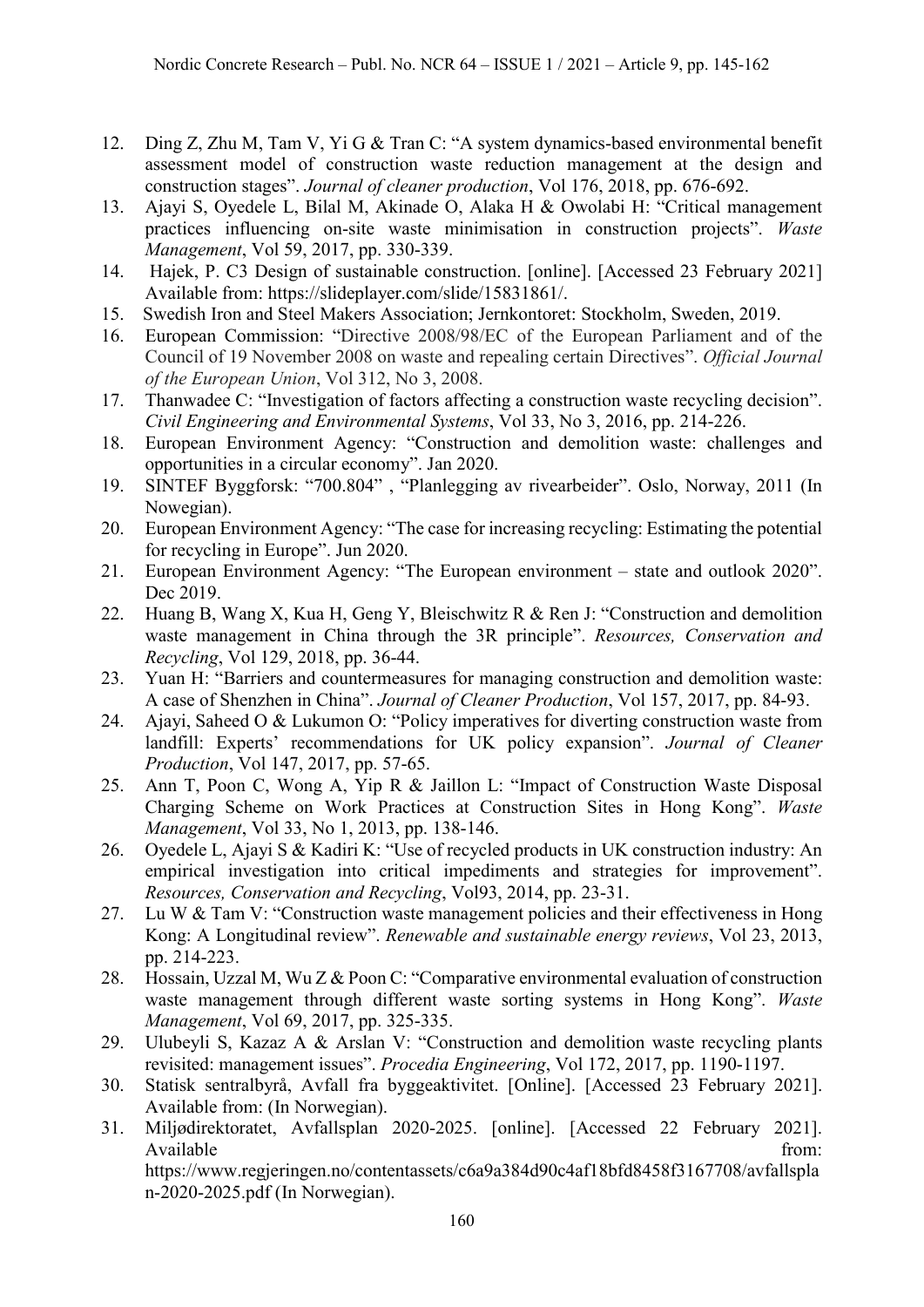12. Ding Z, Zhu M, Tam V, Yi G & Tran C: "A system dynamics-based environmental benefit assessment model of construction waste reduction management at the design and construction stages". *Journal of cleaner production*, Vol 176, 2018, pp. 676-692.
13. Ajayi S, Oyedele L, Bilal M, Akinade O, Alaka H & Owolabi H: "Critical management practices influencing on-site waste minimisation in construction projects". *Waste Management*, Vol 59, 2017, pp. 330-339.
14. Hajek, P. C3 Design of sustainable construction. [online]. [Accessed 23 February 2021] Available from: https://slideplayer.com/slide/15831861/.
15. Swedish Iron and Steel Makers Association; Jernkontoret: Stockholm, Sweden, 2019.
16. European Commission: "Directive 2008/98/EC of the European Parliament and of the Council of 19 November 2008 on waste and repealing certain Directives". *Official Journal of the European Union*, Vol 312, No 3, 2008.
17. Thanwadee C: "Investigation of factors affecting a construction waste recycling decision". *Civil Engineering and Environmental Systems*, Vol 33, No 3, 2016, pp. 214-226.
18. European Environment Agency: "Construction and demolition waste: challenges and opportunities in a circular economy". Jan 2020.
19. SINTEF Byggforsk: "700.804" , "Planlegging av rivearbeider". Oslo, Norway, 2011 (In Nowegian).
20. European Environment Agency: "The case for increasing recycling: Estimating the potential for recycling in Europe". Jun 2020.
21. European Environment Agency: "The European environment – state and outlook 2020". Dec 2019.
22. Huang B, Wang X, Kua H, Geng Y, Bleischwitz R & Ren J: "Construction and demolition waste management in China through the 3R principle". *Resources, Conservation and Recycling*, Vol 129, 2018, pp. 36-44.
23. Yuan H: "Barriers and countermeasures for managing construction and demolition waste: A case of Shenzhen in China". *Journal of Cleaner Production*, Vol 157, 2017, pp. 84-93.
24. Ajayi, Saheed O & Lukumon O: "Policy imperatives for diverting construction waste from landfill: Experts' recommendations for UK policy expansion". *Journal of Cleaner Production*, Vol 147, 2017, pp. 57-65.
25. Ann T, Poon C, Wong A, Yip R & Jaillon L: "Impact of Construction Waste Disposal Charging Scheme on Work Practices at Construction Sites in Hong Kong". *Waste Management*, Vol 33, No 1, 2013, pp. 138-146.
26. Oyedele L, Ajayi S & Kadiri K: "Use of recycled products in UK construction industry: An empirical investigation into critical impediments and strategies for improvement". *Resources, Conservation and Recycling*, Vol93, 2014, pp. 23-31.
27. Lu W & Tam V: "Construction waste management policies and their effectiveness in Hong Kong: A Longitudinal review". *Renewable and sustainable energy reviews*, Vol 23, 2013, pp. 214-223.
28. Hossain, Uzzal M, Wu Z & Poon C: "Comparative environmental evaluation of construction waste management through different waste sorting systems in Hong Kong". *Waste Management*, Vol 69, 2017, pp. 325-335.
29. Ulubeyli S, Kazaz A & Arslan V: "Construction and demolition waste recycling plants revisited: management issues". *Procedia Engineering*, Vol 172, 2017, pp. 1190-1197.
30. Statisk sentralbyrå, Avfall fra byggeaktivitet. [Online]. [Accessed 23 February 2021]. Available from: (In Norwegian).
31. Miljødirektoratet, Avfallsplan 2020-2025. [online]. [Accessed 22 February 2021]. Available from: https://www.regjeringen.no/contentassets/c6a9a384d90c4af18bfd8458f3167708/avfallsplan-2020-2025.pdf (In Norwegian).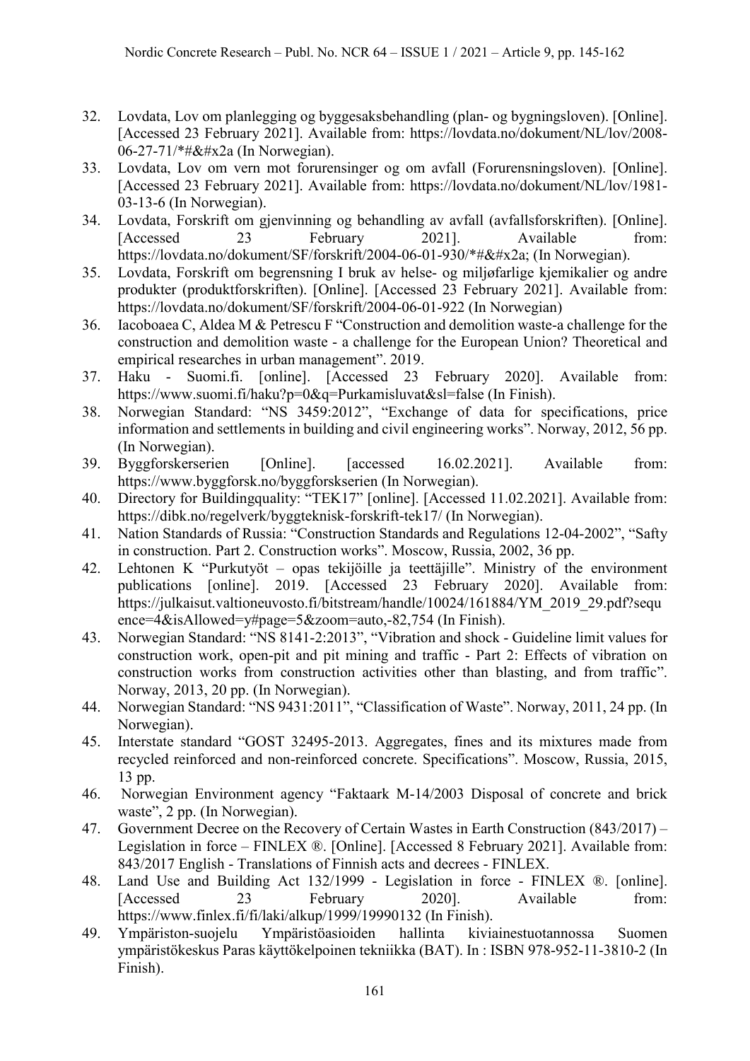32. Lovdata, Lov om planlegging og byggesaksbehandling (plan- og bygningsloven). [Online]. [Accessed 23 February 2021]. Available from: https://lovdata.no/dokument/NL/lov/2008-06-27-71/*#&#x2a (In Norwegian).
33. Lovdata, Lov om vern mot forurensinger og om avfall (Forurensningsloven). [Online]. [Accessed 23 February 2021]. Available from: https://lovdata.no/dokument/NL/lov/1981-03-13-6 (In Norwegian).
34. Lovdata, Forskrift om gjenvinning og behandling av avfall (avfallsforskriften). [Online]. [Accessed 23 February 2021]. Available from: https://lovdata.no/dokument/SF/forskrift/2004-06-01-930/*#&#x2a; (In Norwegian).
35. Lovdata, Forskrift om begrensning I bruk av helse- og miljøfarlige kjemikalier og andre produkter (produktforskriften). [Online]. [Accessed 23 February 2021]. Available from: https://lovdata.no/dokument/SF/forskrift/2004-06-01-922 (In Norwegian)
36. Iacoboaea C, Aldea M & Petrescu F "Construction and demolition waste-a challenge for the construction and demolition waste - a challenge for the European Union? Theoretical and empirical researches in urban management". 2019.
37. Haku - Suomi.fi. [online]. [Accessed 23 February 2020]. Available from: https://www.suomi.fi/haku?p=0&q=Purkamisluvat&sl=false (In Finish).
38. Norwegian Standard: "NS 3459:2012", "Exchange of data for specifications, price information and settlements in building and civil engineering works". Norway, 2012, 56 pp. (In Norwegian).
39. Byggforskerserien [Online]. [accessed 16.02.2021]. Available from: https://www.byggforsk.no/byggforskserien (In Norwegian).
40. Directory for Buildingquality: "TEK17" [online]. [Accessed 11.02.2021]. Available from: https://dibk.no/regelverk/byggteknisk-forskrift-tek17/ (In Norwegian).
41. Nation Standards of Russia: "Construction Standards and Regulations 12-04-2002", "Safty in construction. Part 2. Construction works". Moscow, Russia, 2002, 36 pp.
42. Lehtonen K "Purkutyöt – opas tekijöille ja teettäjille". Ministry of the environment publications [online]. 2019. [Accessed 23 February 2020]. Available from: https://julkaisut.valtioneuvosto.fi/bitstream/handle/10024/161884/YM_2019_29.pdf?sequence=4&isAllowed=y#page=5&zoom=auto,-82,754 (In Finish).
43. Norwegian Standard: "NS 8141-2:2013", "Vibration and shock - Guideline limit values for construction work, open-pit and pit mining and traffic - Part 2: Effects of vibration on construction works from construction activities other than blasting, and from traffic". Norway, 2013, 20 pp. (In Norwegian).
44. Norwegian Standard: "NS 9431:2011", "Classification of Waste". Norway, 2011, 24 pp. (In Norwegian).
45. Interstate standard "GOST 32495-2013. Aggregates, fines and its mixtures made from recycled reinforced and non-reinforced concrete. Specifications". Moscow, Russia, 2015, 13 pp.
46. Norwegian Environment agency "Faktaark M-14/2003 Disposal of concrete and brick waste", 2 pp. (In Norwegian).
47. Government Decree on the Recovery of Certain Wastes in Earth Construction (843/2017) – Legislation in force – FINLEX ®. [Online]. [Accessed 8 February 2021]. Available from: 843/2017 English - Translations of Finnish acts and decrees - FINLEX.
48. Land Use and Building Act 132/1999 - Legislation in force - FINLEX ®. [online]. [Accessed 23 February 2020]. Available from: https://www.finlex.fi/fi/laki/alkup/1999/19990132 (In Finish).
49. Ympäriston-suojelu Ympäristöasioiden hallinta kiviainestuotannossa Suomen ympäristökeskus Paras käyttökelpoinen tekniikka (BAT). In : ISBN 978-952-11-3810-2 (In Finish).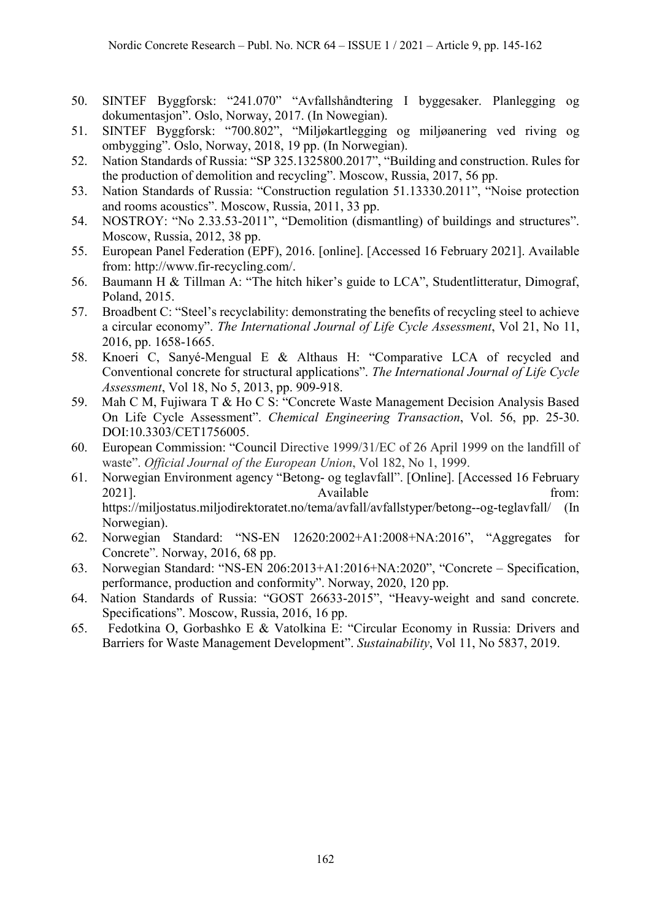50. SINTEF Byggforsk: "241.070" "Avfallshåndtering I byggesaker. Planlegging og dokumentasjon". Oslo, Norway, 2017. (In Nowegian).
51. SINTEF Byggforsk: "700.802", "Miljøkartlegging og miljøanering ved riving og ombygging". Oslo, Norway, 2018, 19 pp. (In Norwegian).
52. Nation Standards of Russia: "SP 325.1325800.2017", "Building and construction. Rules for the production of demolition and recycling". Moscow, Russia, 2017, 56 pp.
53. Nation Standards of Russia: "Construction regulation 51.13330.2011", "Noise protection and rooms acoustics". Moscow, Russia, 2011, 33 pp.
54. NOSTROY: "No 2.33.53-2011", "Demolition (dismantling) of buildings and structures". Moscow, Russia, 2012, 38 pp.
55. European Panel Federation (EPF), 2016. [online]. [Accessed 16 February 2021]. Available from: http://www.fir-recycling.com/.
56. Baumann H & Tillman A: "The hitch hiker's guide to LCA", Studentlitteratur, Dimograf, Poland, 2015.
57. Broadbent C: "Steel's recyclability: demonstrating the benefits of recycling steel to achieve a circular economy". *The International Journal of Life Cycle Assessment*, Vol 21, No 11, 2016, pp. 1658-1665.
58. Knoeri C, Sanyé-Mengual E & Althaus H: "Comparative LCA of recycled and Conventional concrete for structural applications". *The International Journal of Life Cycle Assessment*, Vol 18, No 5, 2013, pp. 909-918.
59. Mah C M, Fujiwara T & Ho C S: "Concrete Waste Management Decision Analysis Based On Life Cycle Assessment". *Chemical Engineering Transaction*, Vol. 56, pp. 25-30. DOI:10.3303/CET1756005.
60. European Commission: "Council Directive 1999/31/EC of 26 April 1999 on the landfill of waste". *Official Journal of the European Union*, Vol 182, No 1, 1999.
61. Norwegian Environment agency "Betong- og teglavfall". [Online]. [Accessed 16 February 2021]. Available from: https://miljostatus.miljodirektoratet.no/tema/avfall/avfallstyper/betong--og-teglavfall/ (In Norwegian).
62. Norwegian Standard: "NS-EN 12620:2002+A1:2008+NA:2016", "Aggregates for Concrete". Norway, 2016, 68 pp.
63. Norwegian Standard: "NS-EN 206:2013+A1:2016+NA:2020", "Concrete – Specification, performance, production and conformity". Norway, 2020, 120 pp.
64. Nation Standards of Russia: "GOST 26633-2015", "Heavy-weight and sand concrete. Specifications". Moscow, Russia, 2016, 16 pp.
65. Fedotkina O, Gorbashko E & Vatolkina E: "Circular Economy in Russia: Drivers and Barriers for Waste Management Development". *Sustainability*, Vol 11, No 5837, 2019.